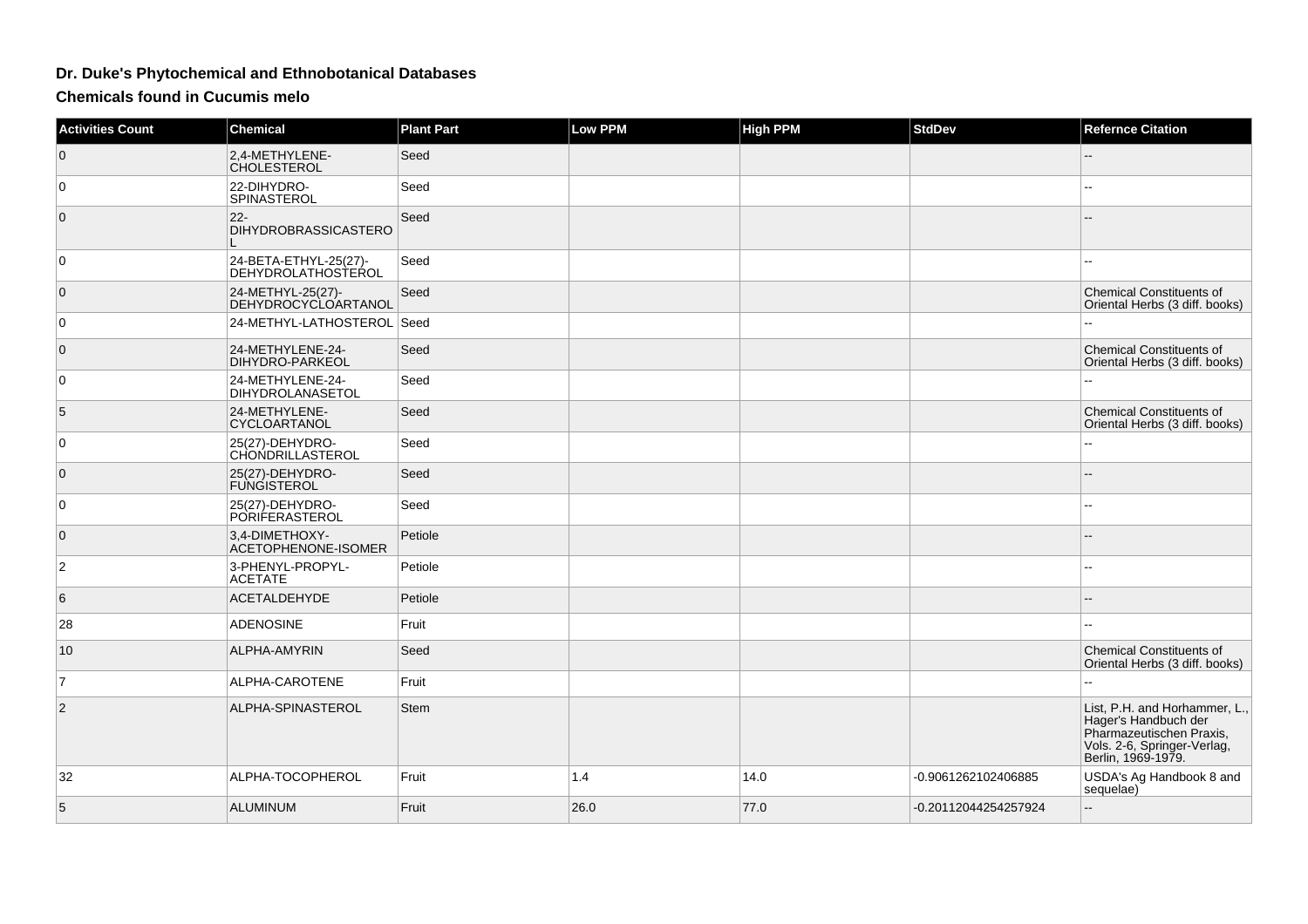## Dr. Duke's Phytochemical and Ethnobotanical Databases

### Chemicals found in Cucumis melo

| Activities Count | Chemical | Plant Part | Low PPM | High PPM | StdDev | Refernce Citation |
|---|---|---|---|---|---|---|
| 0 | 2,4-METHYLENE-CHOLESTEROL | Seed | | | | -- |
| 0 | 22-DIHYDRO-SPINASTEROL | Seed | | | | -- |
| 0 | 22-DIHYDROBRASSICASTEROL | Seed | | | | -- |
| 0 | 24-BETA-ETHYL-25(27)-DEHYDROLATHOSTEROL | Seed | | | | -- |
| 0 | 24-METHYL-25(27)-DEHYDROCYCLOARTANOL | Seed | | | | Chemical Constituents of Oriental Herbs (3 diff. books) |
| 0 | 24-METHYL-LATHOSTEROL | Seed | | | | -- |
| 0 | 24-METHYLENE-24-DIHYDRO-PARKEOL | Seed | | | | Chemical Constituents of Oriental Herbs (3 diff. books) |
| 0 | 24-METHYLENE-24-DIHYDROLANASETOL | Seed | | | | -- |
| 5 | 24-METHYLENE-CYCLOARTANOL | Seed | | | | Chemical Constituents of Oriental Herbs (3 diff. books) |
| 0 | 25(27)-DEHYDRO-CHONDRILLASTEROL | Seed | | | | -- |
| 0 | 25(27)-DEHYDRO-FUNGISTEROL | Seed | | | | -- |
| 0 | 25(27)-DEHYDRO-PORIFERASTEROL | Seed | | | | -- |
| 0 | 3,4-DIMETHOXY-ACETOPHENONE-ISOMER | Petiole | | | | -- |
| 2 | 3-PHENYL-PROPYL-ACETATE | Petiole | | | | -- |
| 6 | ACETALDEHYDE | Petiole | | | | -- |
| 28 | ADENOSINE | Fruit | | | | -- |
| 10 | ALPHA-AMYRIN | Seed | | | | Chemical Constituents of Oriental Herbs (3 diff. books) |
| 7 | ALPHA-CAROTENE | Fruit | | | | -- |
| 2 | ALPHA-SPINASTEROL | Stem | | | | List, P.H. and Horhammer, L., Hager's Handbuch der Pharmazeutischen Praxis, Vols. 2-6, Springer-Verlag, Berlin, 1969-1979. |
| 32 | ALPHA-TOCOPHEROL | Fruit | 1.4 | 14.0 | -0.9061262102406885 | USDA's Ag Handbook 8 and sequelae) |
| 5 | ALUMINUM | Fruit | 26.0 | 77.0 | -0.20112044254257924 | -- |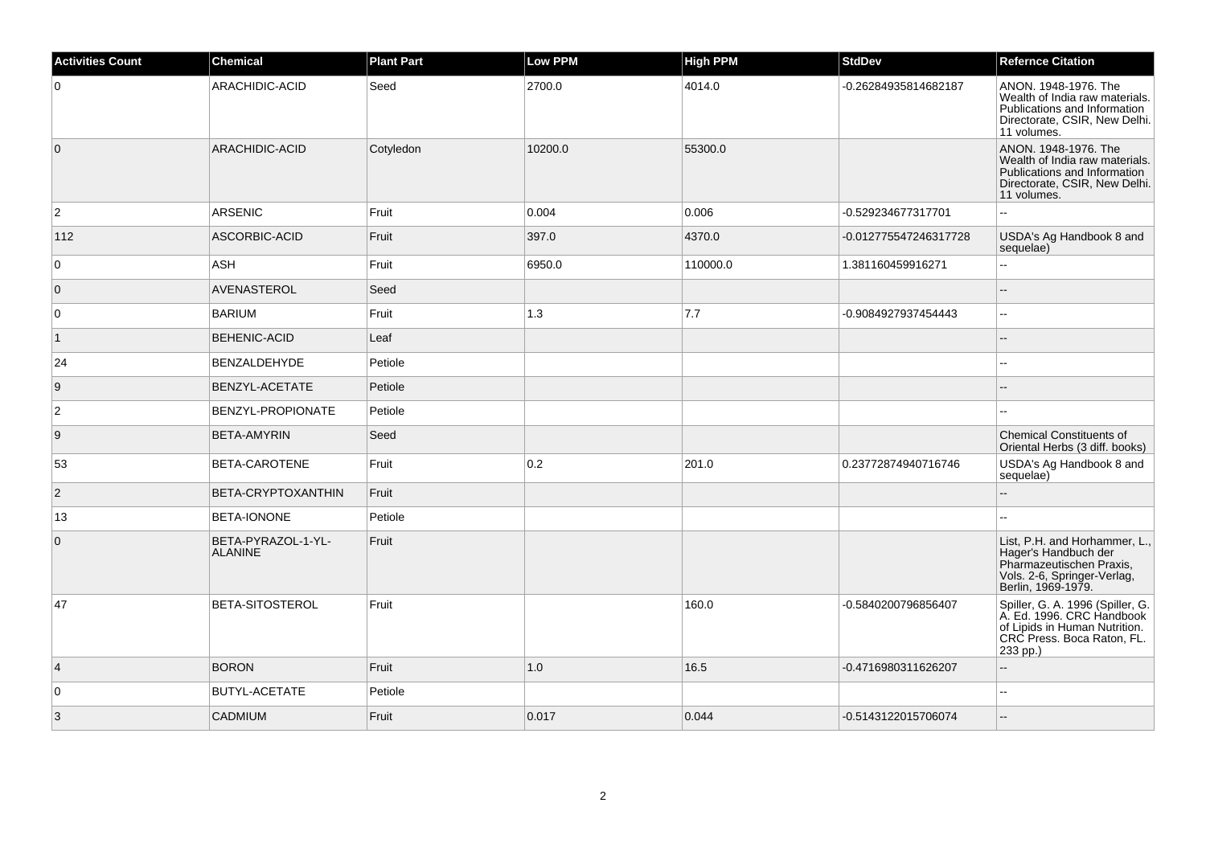| Activities Count | Chemical | Plant Part | Low PPM | High PPM | StdDev | Refernce Citation |
|---|---|---|---|---|---|---|
| 0 | ARACHIDIC-ACID | Seed | 2700.0 | 4014.0 | -0.26284935814682187 | ANON. 1948-1976. The Wealth of India raw materials. Publications and Information Directorate, CSIR, New Delhi. 11 volumes. |
| 0 | ARACHIDIC-ACID | Cotyledon | 10200.0 | 55300.0 | | ANON. 1948-1976. The Wealth of India raw materials. Publications and Information Directorate, CSIR, New Delhi. 11 volumes. |
| 2 | ARSENIC | Fruit | 0.004 | 0.006 | -0.529234677317701 | -- |
| 112 | ASCORBIC-ACID | Fruit | 397.0 | 4370.0 | -0.012775547246317728 | USDA's Ag Handbook 8 and sequelae) |
| 0 | ASH | Fruit | 6950.0 | 110000.0 | 1.381160459916271 | -- |
| 0 | AVENASTEROL | Seed | | | | -- |
| 0 | BARIUM | Fruit | 1.3 | 7.7 | -0.9084927937454443 | -- |
| 1 | BEHENIC-ACID | Leaf | | | | -- |
| 24 | BENZALDEHYDE | Petiole | | | | -- |
| 9 | BENZYL-ACETATE | Petiole | | | | -- |
| 2 | BENZYL-PROPIONATE | Petiole | | | | -- |
| 9 | BETA-AMYRIN | Seed | | | | Chemical Constituents of Oriental Herbs (3 diff. books) |
| 53 | BETA-CAROTENE | Fruit | 0.2 | 201.0 | 0.23772874940716746 | USDA's Ag Handbook 8 and sequelae) |
| 2 | BETA-CRYPTOXANTHIN | Fruit | | | | -- |
| 13 | BETA-IONONE | Petiole | | | | -- |
| 0 | BETA-PYRAZOL-1-YL-ALANINE | Fruit | | | | List, P.H. and Horhammer, L., Hager's Handbuch der Pharmazeutischen Praxis, Vols. 2-6, Springer-Verlag, Berlin, 1969-1979. |
| 47 | BETA-SITOSTEROL | Fruit | | 160.0 | -0.5840200796856407 | Spiller, G. A. 1996 (Spiller, G. A. Ed. 1996. CRC Handbook of Lipids in Human Nutrition. CRC Press. Boca Raton, FL. 233 pp.) |
| 4 | BORON | Fruit | 1.0 | 16.5 | -0.4716980311626207 | -- |
| 0 | BUTYL-ACETATE | Petiole | | | | -- |
| 3 | CADMIUM | Fruit | 0.017 | 0.044 | -0.5143122015706074 | -- |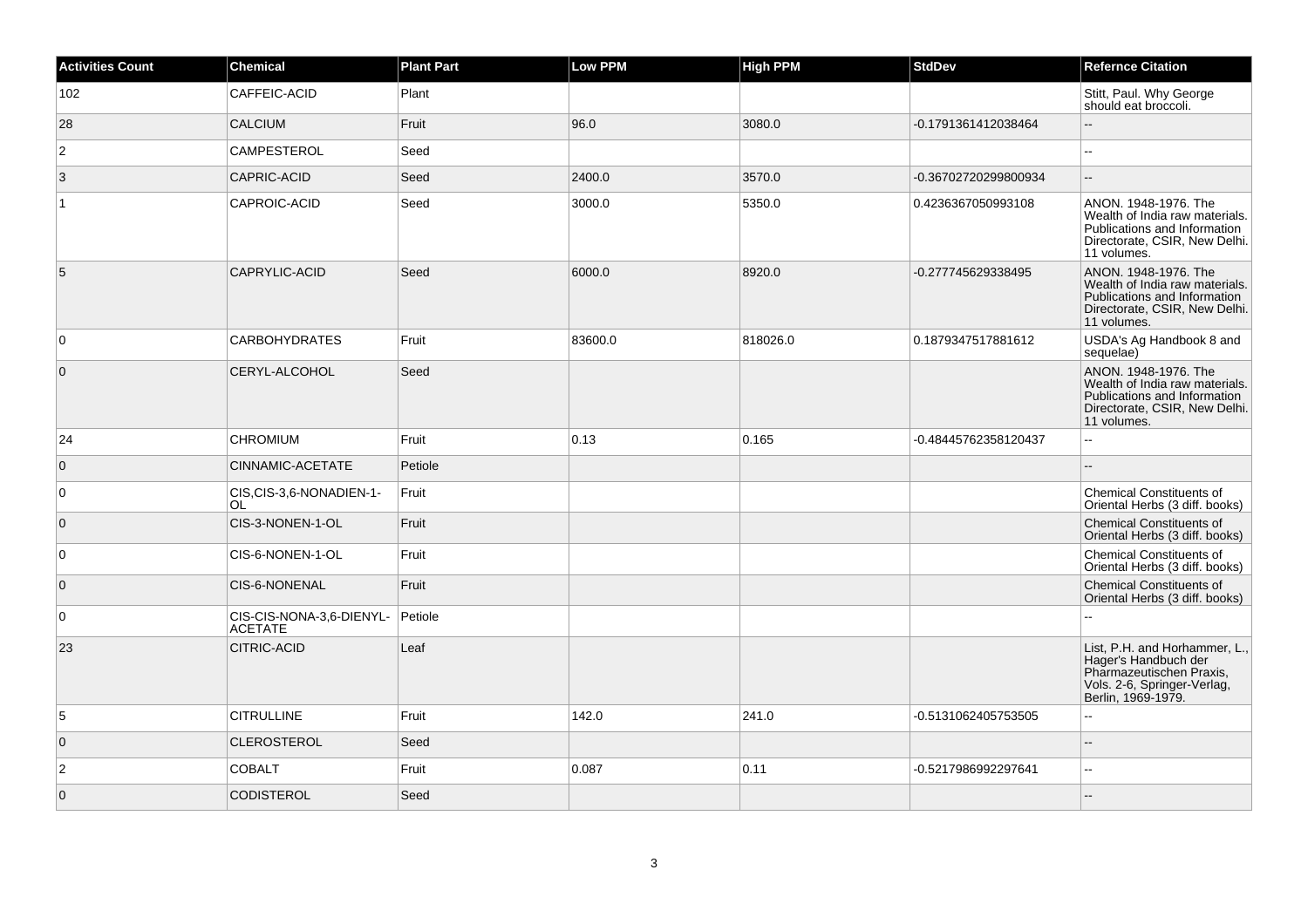| Activities Count | Chemical | Plant Part | Low PPM | High PPM | StdDev | Refernce Citation |
|---|---|---|---|---|---|---|
| 102 | CAFFEIC-ACID | Plant | | | | Stitt, Paul. Why George should eat broccoli. |
| 28 | CALCIUM | Fruit | 96.0 | 3080.0 | -0.1791361412038464 | -- |
| 2 | CAMPESTEROL | Seed | | | | -- |
| 3 | CAPRIC-ACID | Seed | 2400.0 | 3570.0 | -0.36702720299800934 | -- |
| 1 | CAPROIC-ACID | Seed | 3000.0 | 5350.0 | 0.4236367050993108 | ANON. 1948-1976. The Wealth of India raw materials. Publications and Information Directorate, CSIR, New Delhi. 11 volumes. |
| 5 | CAPRYLIC-ACID | Seed | 6000.0 | 8920.0 | -0.277745629338495 | ANON. 1948-1976. The Wealth of India raw materials. Publications and Information Directorate, CSIR, New Delhi. 11 volumes. |
| 0 | CARBOHYDRATES | Fruit | 83600.0 | 818026.0 | 0.1879347517881612 | USDA's Ag Handbook 8 and sequelae) |
| 0 | CERYL-ALCOHOL | Seed | | | | ANON. 1948-1976. The Wealth of India raw materials. Publications and Information Directorate, CSIR, New Delhi. 11 volumes. |
| 24 | CHROMIUM | Fruit | 0.13 | 0.165 | -0.48445762358120437 | -- |
| 0 | CINNAMIC-ACETATE | Petiole | | | | -- |
| 0 | CIS,CIS-3,6-NONADIEN-1-OL | Fruit | | | | Chemical Constituents of Oriental Herbs (3 diff. books) |
| 0 | CIS-3-NONEN-1-OL | Fruit | | | | Chemical Constituents of Oriental Herbs (3 diff. books) |
| 0 | CIS-6-NONEN-1-OL | Fruit | | | | Chemical Constituents of Oriental Herbs (3 diff. books) |
| 0 | CIS-6-NONENAL | Fruit | | | | Chemical Constituents of Oriental Herbs (3 diff. books) |
| 0 | CIS-CIS-NONA-3,6-DIENYL-ACETATE | Petiole | | | | -- |
| 23 | CITRIC-ACID | Leaf | | | | List, P.H. and Horhammer, L., Hager's Handbuch der Pharmazeutischen Praxis, Vols. 2-6, Springer-Verlag, Berlin, 1969-1979. |
| 5 | CITRULLINE | Fruit | 142.0 | 241.0 | -0.5131062405753505 | -- |
| 0 | CLEROSTEROL | Seed | | | | -- |
| 2 | COBALT | Fruit | 0.087 | 0.11 | -0.5217986992297641 | -- |
| 0 | CODISTEROL | Seed | | | | -- |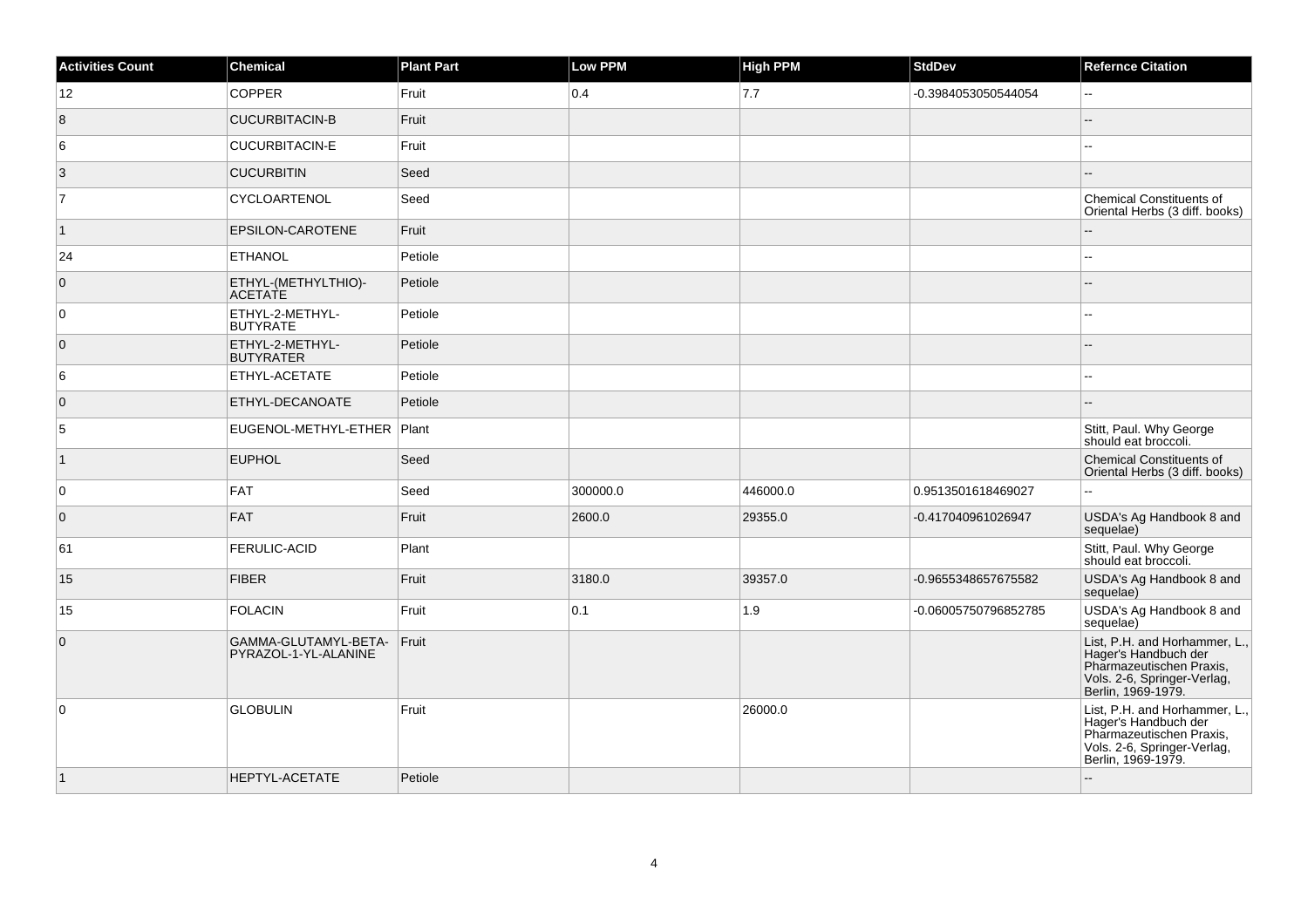| Activities Count | Chemical | Plant Part | Low PPM | High PPM | StdDev | Refernce Citation |
|---|---|---|---|---|---|---|
| 12 | COPPER | Fruit | 0.4 | 7.7 | -0.3984053050544054 | -- |
| 8 | CUCURBITACIN-B | Fruit | | | | -- |
| 6 | CUCURBITACIN-E | Fruit | | | | -- |
| 3 | CUCURBITIN | Seed | | | | -- |
| 7 | CYCLOARTENOL | Seed | | | | Chemical Constituents of Oriental Herbs (3 diff. books) |
| 1 | EPSILON-CAROTENE | Fruit | | | | -- |
| 24 | ETHANOL | Petiole | | | | -- |
| 0 | ETHYL-(METHYLTHIO)-ACETATE | Petiole | | | | -- |
| 0 | ETHYL-2-METHYL-BUTYRATE | Petiole | | | | -- |
| 0 | ETHYL-2-METHYL-BUTYRATER | Petiole | | | | -- |
| 6 | ETHYL-ACETATE | Petiole | | | | -- |
| 0 | ETHYL-DECANOATE | Petiole | | | | -- |
| 5 | EUGENOL-METHYL-ETHER | Plant | | | | Stitt, Paul. Why George should eat broccoli. |
| 1 | EUPHOL | Seed | | | | Chemical Constituents of Oriental Herbs (3 diff. books) |
| 0 | FAT | Seed | 300000.0 | 446000.0 | 0.9513501618469027 | -- |
| 0 | FAT | Fruit | 2600.0 | 29355.0 | -0.417040961026947 | USDA's Ag Handbook 8 and sequelae) |
| 61 | FERULIC-ACID | Plant | | | | Stitt, Paul. Why George should eat broccoli. |
| 15 | FIBER | Fruit | 3180.0 | 39357.0 | -0.9655348657675582 | USDA's Ag Handbook 8 and sequelae) |
| 15 | FOLACIN | Fruit | 0.1 | 1.9 | -0.06005750796852785 | USDA's Ag Handbook 8 and sequelae) |
| 0 | GAMMA-GLUTAMYL-BETA-PYRAZOL-1-YL-ALANINE | Fruit | | | | List, P.H. and Horhammer, L., Hager's Handbuch der Pharmazeutischen Praxis, Vols. 2-6, Springer-Verlag, Berlin, 1969-1979. |
| 0 | GLOBULIN | Fruit | | 26000.0 | | List, P.H. and Horhammer, L., Hager's Handbuch der Pharmazeutischen Praxis, Vols. 2-6, Springer-Verlag, Berlin, 1969-1979. |
| 1 | HEPTYL-ACETATE | Petiole | | | | -- |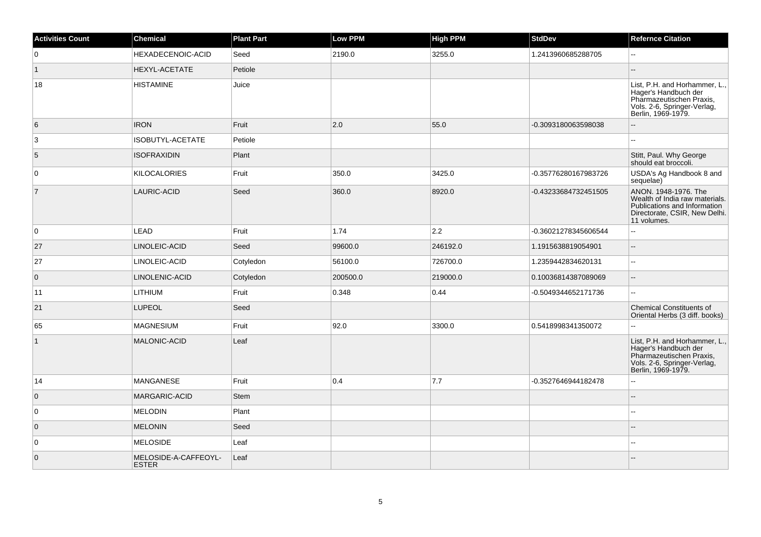| Activities Count | Chemical | Plant Part | Low PPM | High PPM | StdDev | Refernce Citation |
|---|---|---|---|---|---|---|
| 0 | HEXADECENOIC-ACID | Seed | 2190.0 | 3255.0 | 1.2413960685288705 | -- |
| 1 | HEXYL-ACETATE | Petiole | | | | -- |
| 18 | HISTAMINE | Juice | | | | List, P.H. and Horhammer, L., Hager's Handbuch der Pharmazeutischen Praxis, Vols. 2-6, Springer-Verlag, Berlin, 1969-1979. |
| 6 | IRON | Fruit | 2.0 | 55.0 | -0.3093180063598038 | -- |
| 3 | ISOBUTYL-ACETATE | Petiole | | | | -- |
| 5 | ISOFRAXIDIN | Plant | | | | Stitt, Paul. Why George should eat broccoli. |
| 0 | KILOCALORIES | Fruit | 350.0 | 3425.0 | -0.35776280167983726 | USDA's Ag Handbook 8 and sequelae) |
| 7 | LAURIC-ACID | Seed | 360.0 | 8920.0 | -0.43233684732451505 | ANON. 1948-1976. The Wealth of India raw materials. Publications and Information Directorate, CSIR, New Delhi. 11 volumes. |
| 0 | LEAD | Fruit | 1.74 | 2.2 | -0.36021278345606544 | -- |
| 27 | LINOLEIC-ACID | Seed | 99600.0 | 246192.0 | 1.1915638819054901 | -- |
| 27 | LINOLEIC-ACID | Cotyledon | 56100.0 | 726700.0 | 1.2359442834620131 | -- |
| 0 | LINOLENIC-ACID | Cotyledon | 200500.0 | 219000.0 | 0.10036814387089069 | -- |
| 11 | LITHIUM | Fruit | 0.348 | 0.44 | -0.5049344652171736 | -- |
| 21 | LUPEOL | Seed | | | | Chemical Constituents of Oriental Herbs (3 diff. books) |
| 65 | MAGNESIUM | Fruit | 92.0 | 3300.0 | 0.5418998341350072 | -- |
| 1 | MALONIC-ACID | Leaf | | | | List, P.H. and Horhammer, L., Hager's Handbuch der Pharmazeutischen Praxis, Vols. 2-6, Springer-Verlag, Berlin, 1969-1979. |
| 14 | MANGANESE | Fruit | 0.4 | 7.7 | -0.3527646944182478 | -- |
| 0 | MARGARIC-ACID | Stem | | | | -- |
| 0 | MELODIN | Plant | | | | -- |
| 0 | MELONIN | Seed | | | | -- |
| 0 | MELOSIDE | Leaf | | | | -- |
| 0 | MELOSIDE-A-CAFFEOYL-ESTER | Leaf | | | | -- |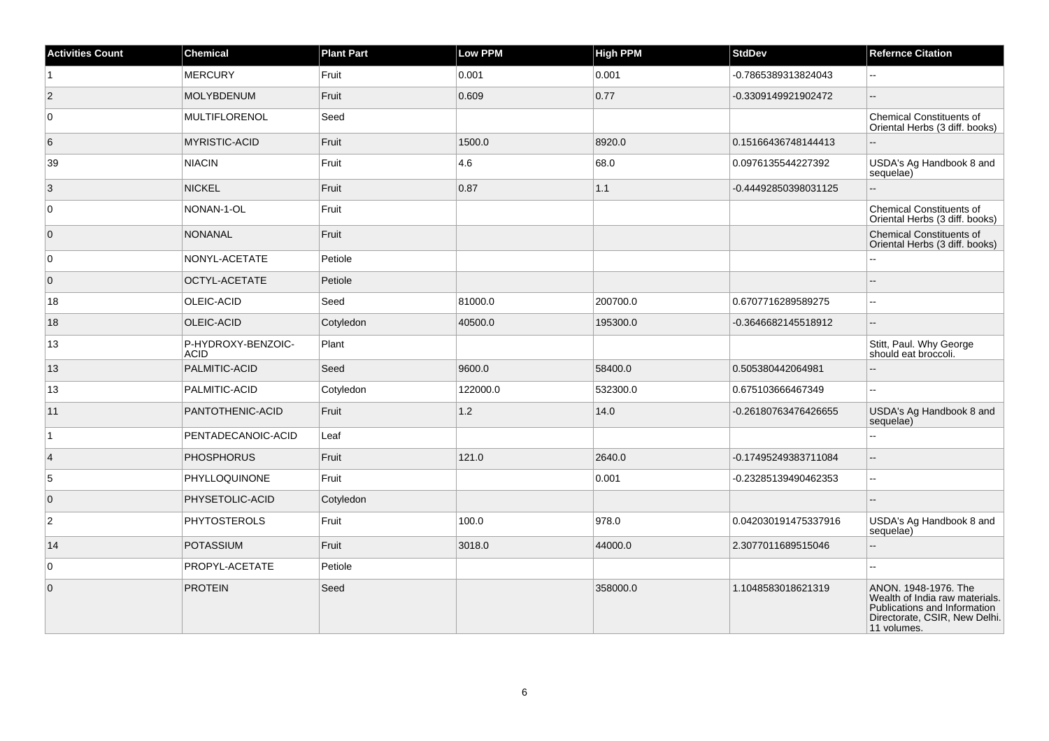| Activities Count | Chemical | Plant Part | Low PPM | High PPM | StdDev | Refernce Citation |
| --- | --- | --- | --- | --- | --- | --- |
| 1 | MERCURY | Fruit | 0.001 | 0.001 | -0.7865389313824043 | -- |
| 2 | MOLYBDENUM | Fruit | 0.609 | 0.77 | -0.3309149921902472 | -- |
| 0 | MULTIFLORENOL | Seed | | | | Chemical Constituents of Oriental Herbs (3 diff. books) |
| 6 | MYRISTIC-ACID | Fruit | 1500.0 | 8920.0 | 0.15166436748144413 | -- |
| 39 | NIACIN | Fruit | 4.6 | 68.0 | 0.0976135544227392 | USDA's Ag Handbook 8 and sequelae) |
| 3 | NICKEL | Fruit | 0.87 | 1.1 | -0.44492850398031125 | -- |
| 0 | NONAN-1-OL | Fruit | | | | Chemical Constituents of Oriental Herbs (3 diff. books) |
| 0 | NONANAL | Fruit | | | | Chemical Constituents of Oriental Herbs (3 diff. books) |
| 0 | NONYL-ACETATE | Petiole | | | | -- |
| 0 | OCTYL-ACETATE | Petiole | | | | -- |
| 18 | OLEIC-ACID | Seed | 81000.0 | 200700.0 | 0.6707716289589275 | -- |
| 18 | OLEIC-ACID | Cotyledon | 40500.0 | 195300.0 | -0.3646682145518912 | -- |
| 13 | P-HYDROXY-BENZOIC-ACID | Plant | | | | Stitt, Paul. Why George should eat broccoli. |
| 13 | PALMITIC-ACID | Seed | 9600.0 | 58400.0 | 0.505380442064981 | -- |
| 13 | PALMITIC-ACID | Cotyledon | 122000.0 | 532300.0 | 0.675103666467349 | -- |
| 11 | PANTOTHENIC-ACID | Fruit | 1.2 | 14.0 | -0.26180763476426655 | USDA's Ag Handbook 8 and sequelae) |
| 1 | PENTADECANOIC-ACID | Leaf | | | | -- |
| 4 | PHOSPHORUS | Fruit | 121.0 | 2640.0 | -0.17495249383711084 | -- |
| 5 | PHYLLOQUINONE | Fruit | | 0.001 | -0.23285139490462353 | -- |
| 0 | PHYSETOLIC-ACID | Cotyledon | | | | -- |
| 2 | PHYTOSTEROLS | Fruit | 100.0 | 978.0 | 0.042030191475337916 | USDA's Ag Handbook 8 and sequelae) |
| 14 | POTASSIUM | Fruit | 3018.0 | 44000.0 | 2.3077011689515046 | -- |
| 0 | PROPYL-ACETATE | Petiole | | | | -- |
| 0 | PROTEIN | Seed | | 358000.0 | 1.1048583018621319 | ANON. 1948-1976. The Wealth of India raw materials. Publications and Information Directorate, CSIR, New Delhi. 11 volumes. |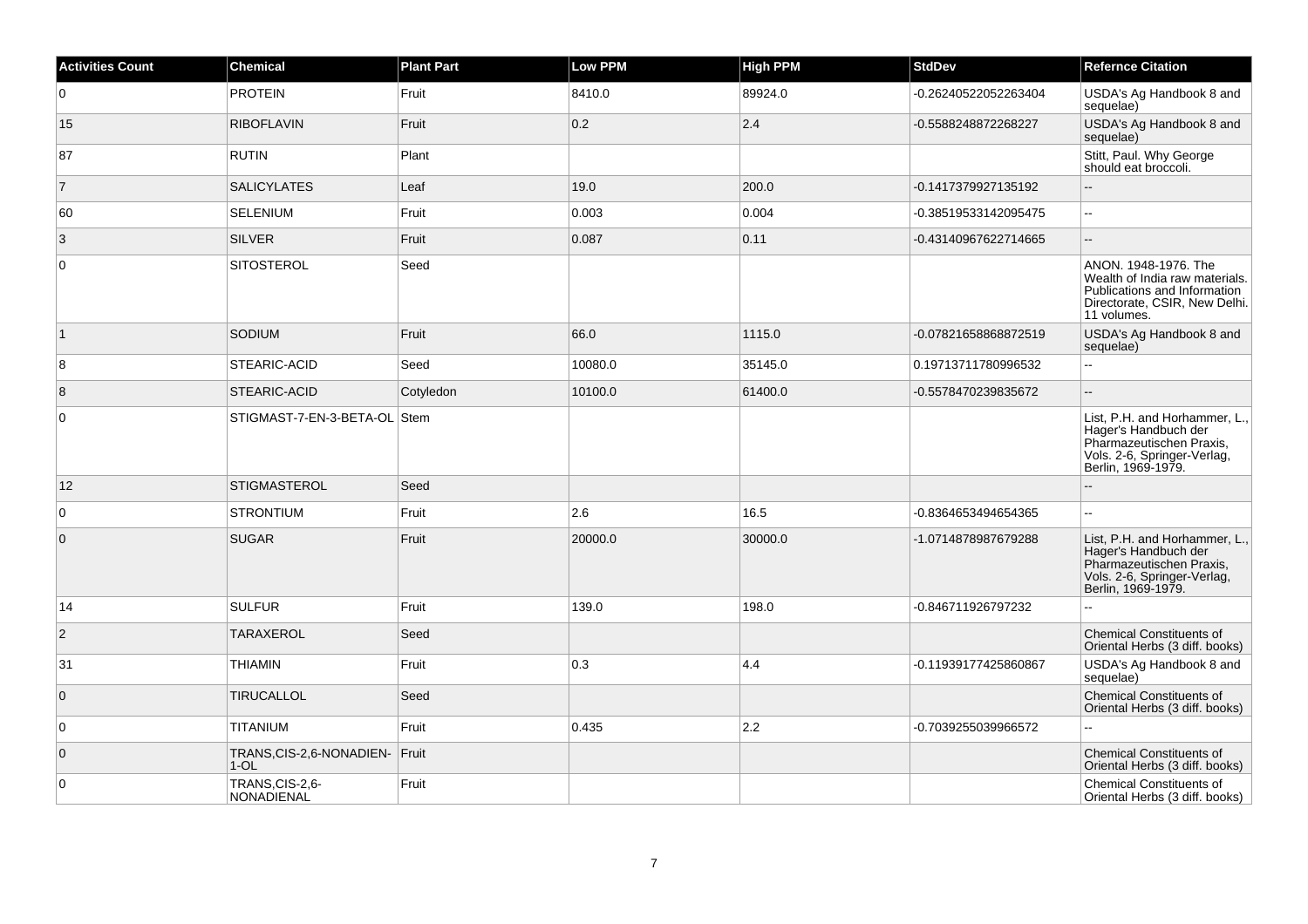| Activities Count | Chemical | Plant Part | Low PPM | High PPM | StdDev | Refernce Citation |
| --- | --- | --- | --- | --- | --- | --- |
| 0 | PROTEIN | Fruit | 8410.0 | 89924.0 | -0.26240522052263404 | USDA's Ag Handbook 8 and sequelae) |
| 15 | RIBOFLAVIN | Fruit | 0.2 | 2.4 | -0.5588248872268227 | USDA's Ag Handbook 8 and sequelae) |
| 87 | RUTIN | Plant | | | | Stitt, Paul. Why George should eat broccoli. |
| 7 | SALICYLATES | Leaf | 19.0 | 200.0 | -0.1417379927135192 | -- |
| 60 | SELENIUM | Fruit | 0.003 | 0.004 | -0.38519533142095475 | -- |
| 3 | SILVER | Fruit | 0.087 | 0.11 | -0.43140967622714665 | -- |
| 0 | SITOSTEROL | Seed | | | | ANON. 1948-1976. The Wealth of India raw materials. Publications and Information Directorate, CSIR, New Delhi. 11 volumes. |
| 1 | SODIUM | Fruit | 66.0 | 1115.0 | -0.07821658868872519 | USDA's Ag Handbook 8 and sequelae) |
| 8 | STEARIC-ACID | Seed | 10080.0 | 35145.0 | 0.19713711780996532 | -- |
| 8 | STEARIC-ACID | Cotyledon | 10100.0 | 61400.0 | -0.5578470239835672 | -- |
| 0 | STIGMAST-7-EN-3-BETA-OL | Stem | | | | List, P.H. and Horhammer, L., Hager's Handbuch der Pharmazeutischen Praxis, Vols. 2-6, Springer-Verlag, Berlin, 1969-1979. |
| 12 | STIGMASTEROL | Seed | | | | -- |
| 0 | STRONTIUM | Fruit | 2.6 | 16.5 | -0.8364653494654365 | -- |
| 0 | SUGAR | Fruit | 20000.0 | 30000.0 | -1.0714878987679288 | List, P.H. and Horhammer, L., Hager's Handbuch der Pharmazeutischen Praxis, Vols. 2-6, Springer-Verlag, Berlin, 1969-1979. |
| 14 | SULFUR | Fruit | 139.0 | 198.0 | -0.846711926797232 | -- |
| 2 | TARAXEROL | Seed | | | | Chemical Constituents of Oriental Herbs (3 diff. books) |
| 31 | THIAMIN | Fruit | 0.3 | 4.4 | -0.11939177425860867 | USDA's Ag Handbook 8 and sequelae) |
| 0 | TIRUCALLOL | Seed | | | | Chemical Constituents of Oriental Herbs (3 diff. books) |
| 0 | TITANIUM | Fruit | 0.435 | 2.2 | -0.7039255039966572 | -- |
| 0 | TRANS,CIS-2,6-NONADIEN-1-OL | Fruit | | | | Chemical Constituents of Oriental Herbs (3 diff. books) |
| 0 | TRANS,CIS-2,6-NONADIENAL | Fruit | | | | Chemical Constituents of Oriental Herbs (3 diff. books) |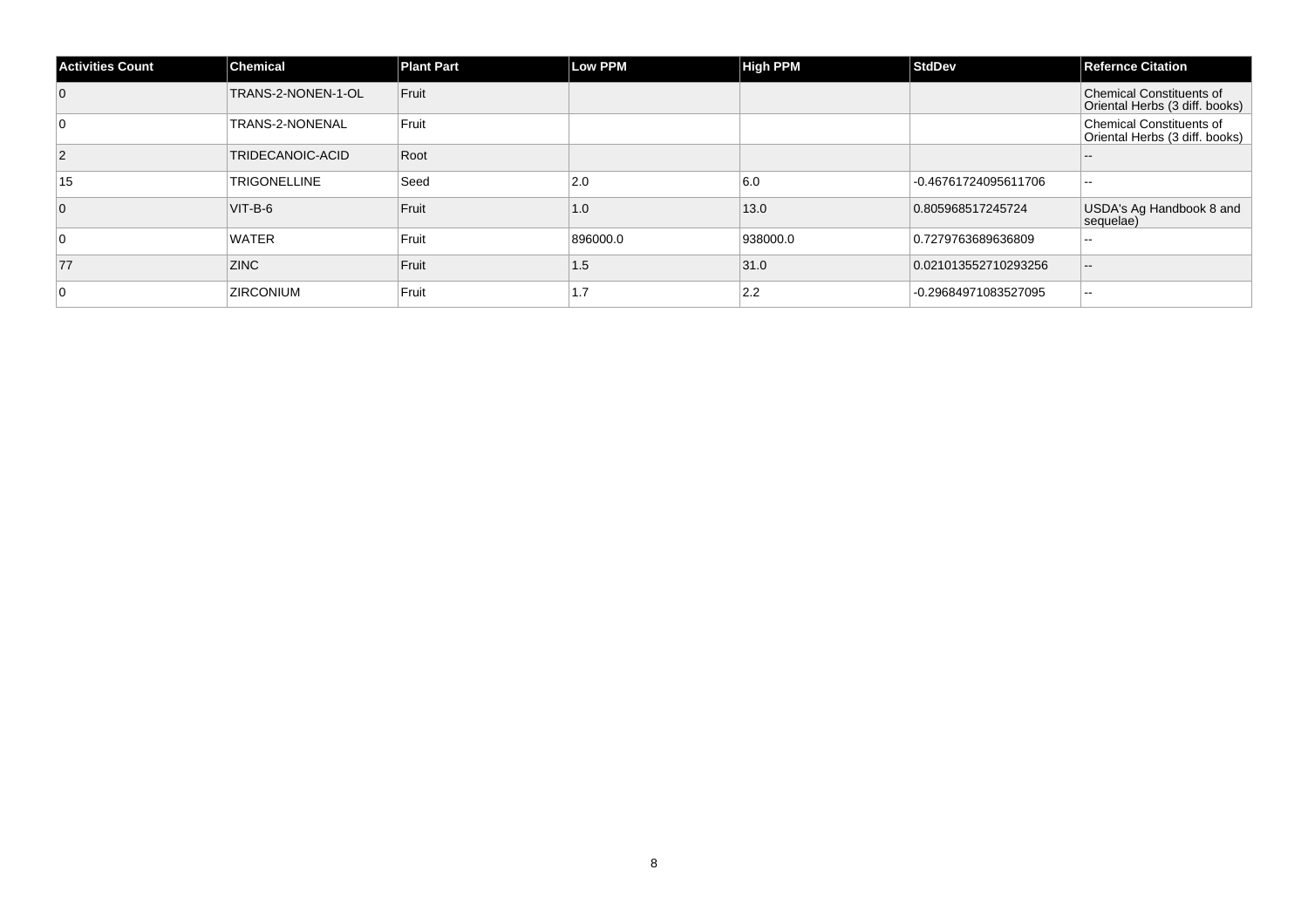| Activities Count | Chemical | Plant Part | Low PPM | High PPM | StdDev | Refernce Citation |
|---|---|---|---|---|---|---|
| 0 | TRANS-2-NONEN-1-OL | Fruit | | | | Chemical Constituents of Oriental Herbs (3 diff. books) |
| 0 | TRANS-2-NONENAL | Fruit | | | | Chemical Constituents of Oriental Herbs (3 diff. books) |
| 2 | TRIDECANOIC-ACID | Root | | | | -- |
| 15 | TRIGONELLINE | Seed | 2.0 | 6.0 | -0.46761724095611706 | -- |
| 0 | VIT-B-6 | Fruit | 1.0 | 13.0 | 0.805968517245724 | USDA's Ag Handbook 8 and sequelae) |
| 0 | WATER | Fruit | 896000.0 | 938000.0 | 0.7279763689636809 | -- |
| 77 | ZINC | Fruit | 1.5 | 31.0 | 0.021013552710293256 | -- |
| 0 | ZIRCONIUM | Fruit | 1.7 | 2.2 | -0.29684971083527095 | -- |